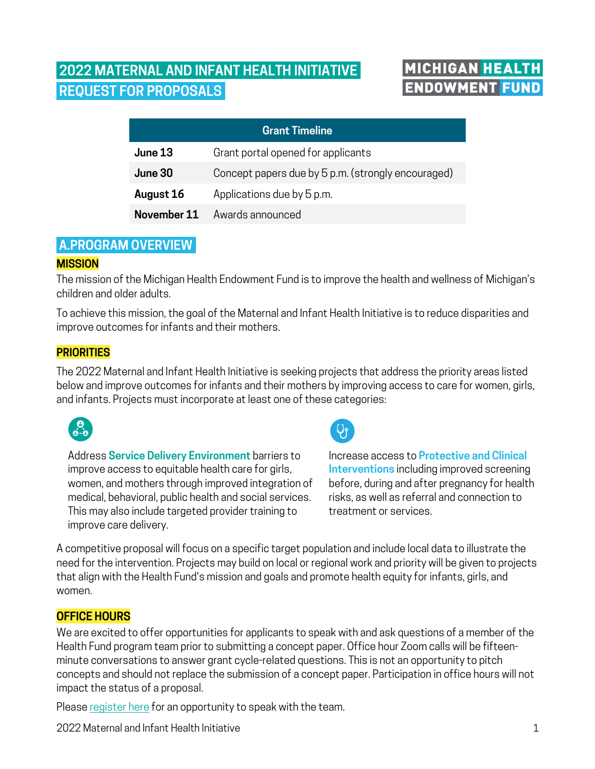# 2022 MATERNAL AND INFANT HEALTH INITIATIVE REQUEST FOR PROPOSALS

MICHIGAN HEALTH ENDOWMENT FUND

| Grant Timeline | |
|---|---|
| **June 13** | Grant portal opened for applicants |
| **June 30** | Concept papers due by 5 p.m. (strongly encouraged) |
| **August 16** | Applications due by 5 p.m. |
| **November 11** | Awards announced |

## A.PROGRAM OVERVIEW

### MISSION

The mission of the Michigan Health Endowment Fund is to improve the health and wellness of Michigan's children and older adults.

To achieve this mission, the goal of the Maternal and Infant Health Initiative is to reduce disparities and improve outcomes for infants and their mothers.

### PRIORITIES

The 2022 Maternal and Infant Health Initiative is seeking projects that address the priority areas listed below and improve outcomes for infants and their mothers by improving access to care for women, girls, and infants. Projects must incorporate at least one of these categories:

Address **Service Delivery Environment** barriers to improve access to equitable health care for girls, women, and mothers through improved integration of medical, behavioral, public health and social services. This may also include targeted provider training to improve care delivery.

Increase access to **Protective and Clinical Interventions** including improved screening before, during and after pregnancy for health risks, as well as referral and connection to treatment or services.

A competitive proposal will focus on a specific target population and include local data to illustrate the need for the intervention. Projects may build on local or regional work and priority will be given to projects that align with the Health Fund's mission and goals and promote health equity for infants, girls, and women.

### OFFICE HOURS

We are excited to offer opportunities for applicants to speak with and ask questions of a member of the Health Fund program team prior to submitting a concept paper. Office hour Zoom calls will be fifteen-minute conversations to answer grant cycle-related questions. This is not an opportunity to pitch concepts and should not replace the submission of a concept paper. Participation in office hours will not impact the status of a proposal.

Please register here for an opportunity to speak with the team.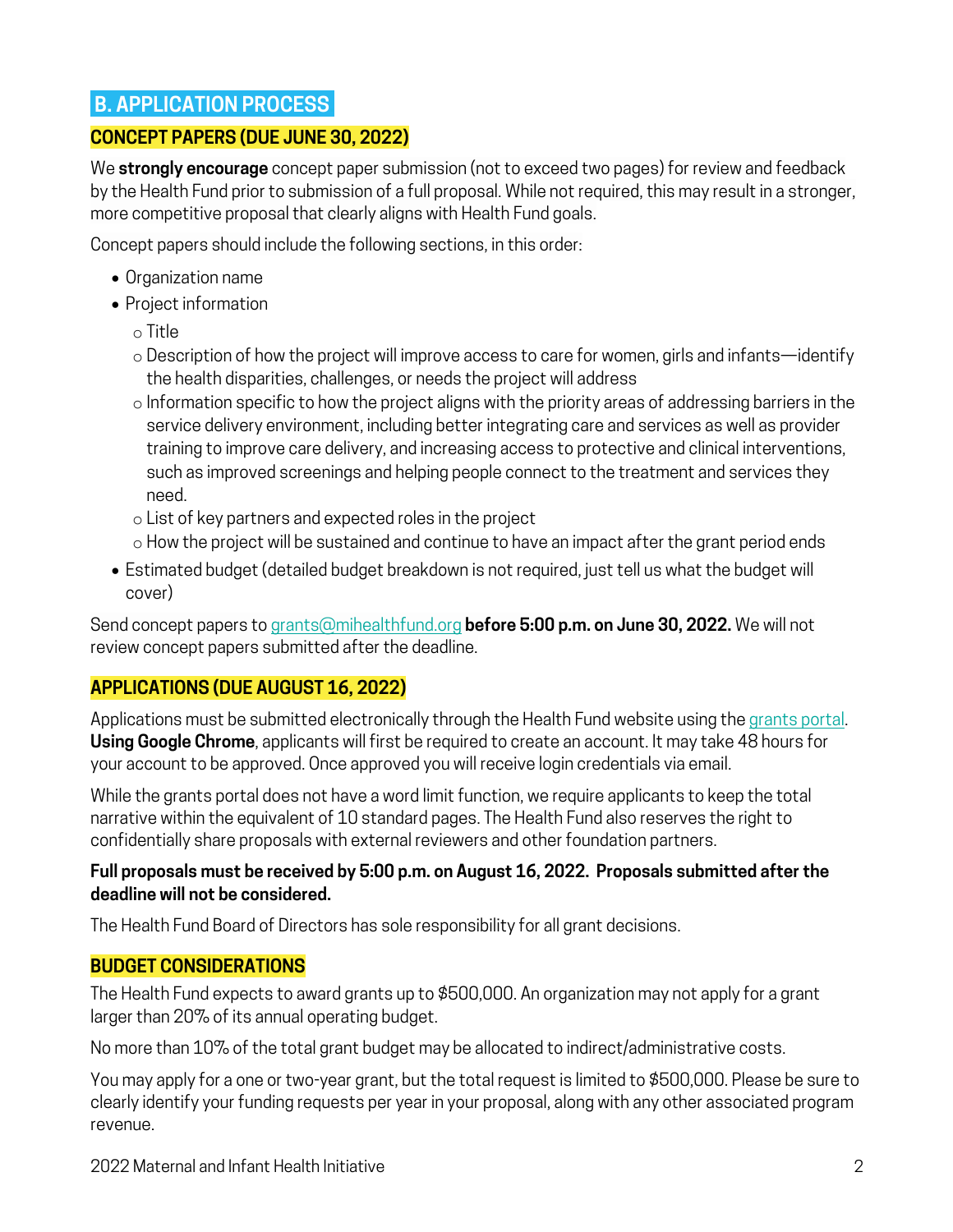## B. APPLICATION PROCESS

### CONCEPT PAPERS (DUE JUNE 30, 2022)

We **strongly encourage** concept paper submission (not to exceed two pages) for review and feedback by the Health Fund prior to submission of a full proposal. While not required, this may result in a stronger, more competitive proposal that clearly aligns with Health Fund goals.

Concept papers should include the following sections, in this order:

- Organization name
- Project information
  - Title
  - Description of how the project will improve access to care for women, girls and infants—identify the health disparities, challenges, or needs the project will address
  - Information specific to how the project aligns with the priority areas of addressing barriers in the service delivery environment, including better integrating care and services as well as provider training to improve care delivery, and increasing access to protective and clinical interventions, such as improved screenings and helping people connect to the treatment and services they need.
  - List of key partners and expected roles in the project
  - How the project will be sustained and continue to have an impact after the grant period ends
- Estimated budget (detailed budget breakdown is not required, just tell us what the budget will cover)

Send concept papers to grants@mihealthfund.org **before 5:00 p.m. on June 30, 2022.** We will not review concept papers submitted after the deadline.

### APPLICATIONS (DUE AUGUST 16, 2022)

Applications must be submitted electronically through the Health Fund website using the grants portal. **Using Google Chrome**, applicants will first be required to create an account. It may take 48 hours for your account to be approved. Once approved you will receive login credentials via email.

While the grants portal does not have a word limit function, we require applicants to keep the total narrative within the equivalent of 10 standard pages. The Health Fund also reserves the right to confidentially share proposals with external reviewers and other foundation partners.

**Full proposals must be received by 5:00 p.m. on August 16, 2022. Proposals submitted after the deadline will not be considered.**

The Health Fund Board of Directors has sole responsibility for all grant decisions.

### BUDGET CONSIDERATIONS

The Health Fund expects to award grants up to $500,000. An organization may not apply for a grant larger than 20% of its annual operating budget.

No more than 10% of the total grant budget may be allocated to indirect/administrative costs.

You may apply for a one or two-year grant, but the total request is limited to $500,000. Please be sure to clearly identify your funding requests per year in your proposal, along with any other associated program revenue.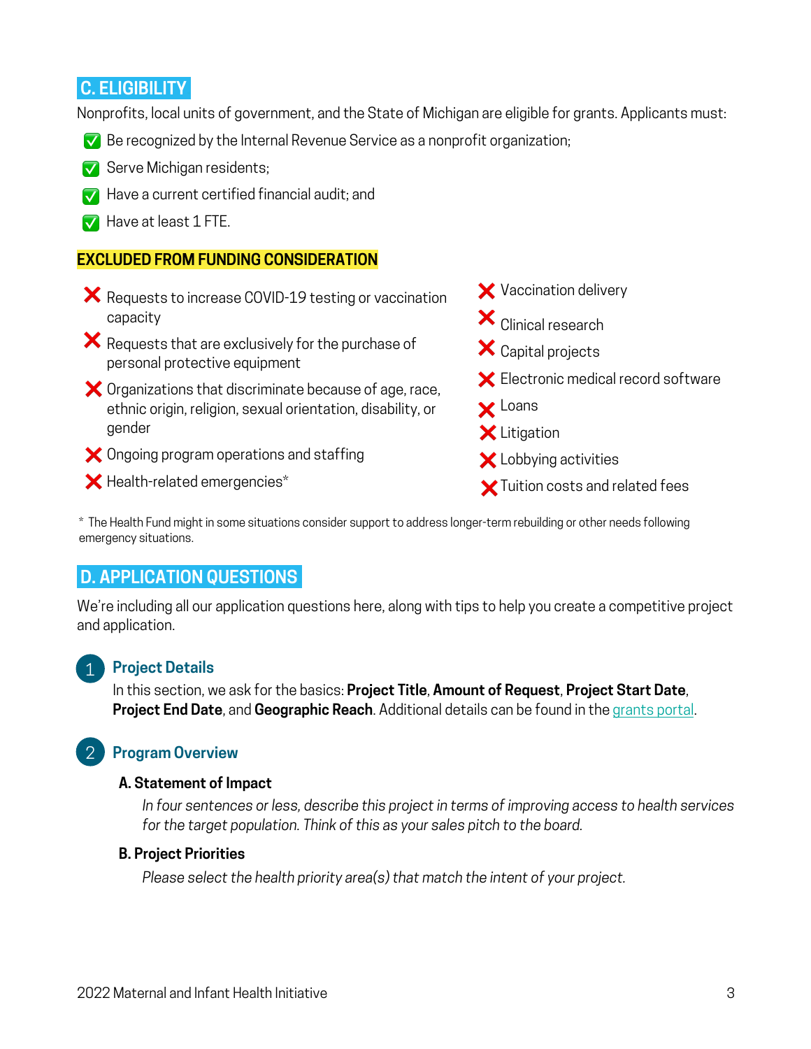## C. ELIGIBILITY

Nonprofits, local units of government, and the State of Michigan are eligible for grants. Applicants must:

- ✅ Be recognized by the Internal Revenue Service as a nonprofit organization;
- ✅ Serve Michigan residents;
- ✅ Have a current certified financial audit; and
- ✅ Have at least 1 FTE.

### EXCLUDED FROM FUNDING CONSIDERATION

- ❌ Requests to increase COVID-19 testing or vaccination capacity
- ❌ Requests that are exclusively for the purchase of personal protective equipment
- ❌ Organizations that discriminate because of age, race, ethnic origin, religion, sexual orientation, disability, or gender
- ❌ Ongoing program operations and staffing
- ❌ Health-related emergencies*
- ❌ Vaccination delivery
- ❌ Clinical research
- ❌ Capital projects
- ❌ Electronic medical record software
- ❌ Loans
- ❌ Litigation
- ❌ Lobbying activities
- ❌ Tuition costs and related fees

\* The Health Fund might in some situations consider support to address longer-term rebuilding or other needs following emergency situations.

## D. APPLICATION QUESTIONS

We're including all our application questions here, along with tips to help you create a competitive project and application.

### 1 Project Details

In this section, we ask for the basics: **Project Title**, **Amount of Request**, **Project Start Date**, **Project End Date**, and **Geographic Reach**. Additional details can be found in the grants portal.

### 2 Program Overview

**A. Statement of Impact**

*In four sentences or less, describe this project in terms of improving access to health services for the target population. Think of this as your sales pitch to the board.*

**B. Project Priorities**

*Please select the health priority area(s) that match the intent of your project.*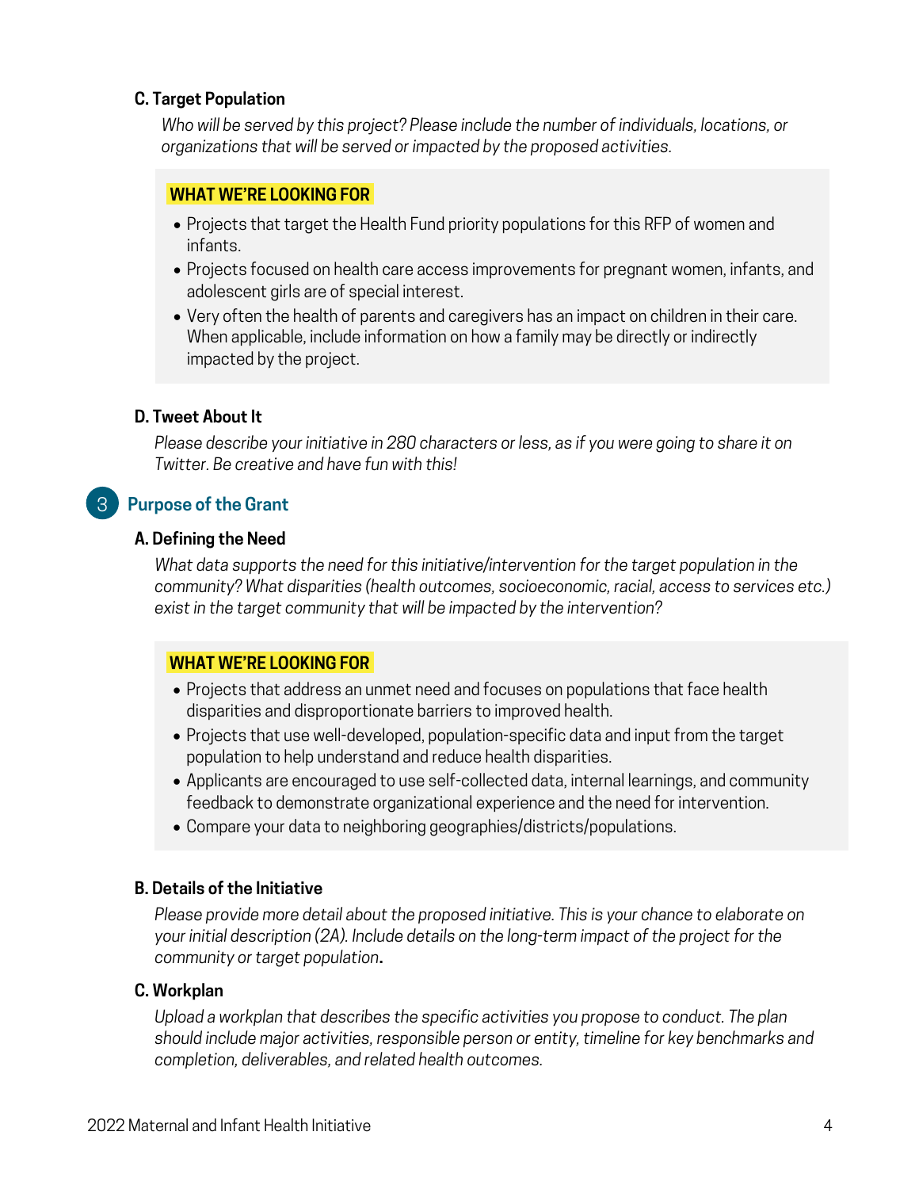### C. Target Population

*Who will be served by this project? Please include the number of individuals, locations, or organizations that will be served or impacted by the proposed activities.*

**WHAT WE'RE LOOKING FOR**

- Projects that target the Health Fund priority populations for this RFP of women and infants.
- Projects focused on health care access improvements for pregnant women, infants, and adolescent girls are of special interest.
- Very often the health of parents and caregivers has an impact on children in their care. When applicable, include information on how a family may be directly or indirectly impacted by the project.

### D. Tweet About It

*Please describe your initiative in 280 characters or less, as if you were going to share it on Twitter. Be creative and have fun with this!*

## 3 Purpose of the Grant

### A. Defining the Need

*What data supports the need for this initiative/intervention for the target population in the community? What disparities (health outcomes, socioeconomic, racial, access to services etc.) exist in the target community that will be impacted by the intervention?*

**WHAT WE'RE LOOKING FOR**

- Projects that address an unmet need and focuses on populations that face health disparities and disproportionate barriers to improved health.
- Projects that use well-developed, population-specific data and input from the target population to help understand and reduce health disparities.
- Applicants are encouraged to use self-collected data, internal learnings, and community feedback to demonstrate organizational experience and the need for intervention.
- Compare your data to neighboring geographies/districts/populations.

### B. Details of the Initiative

*Please provide more detail about the proposed initiative. This is your chance to elaborate on your initial description (2A). Include details on the long-term impact of the project for the community or target population***.**

### C. Workplan

*Upload a workplan that describes the specific activities you propose to conduct. The plan should include major activities, responsible person or entity, timeline for key benchmarks and completion, deliverables, and related health outcomes.*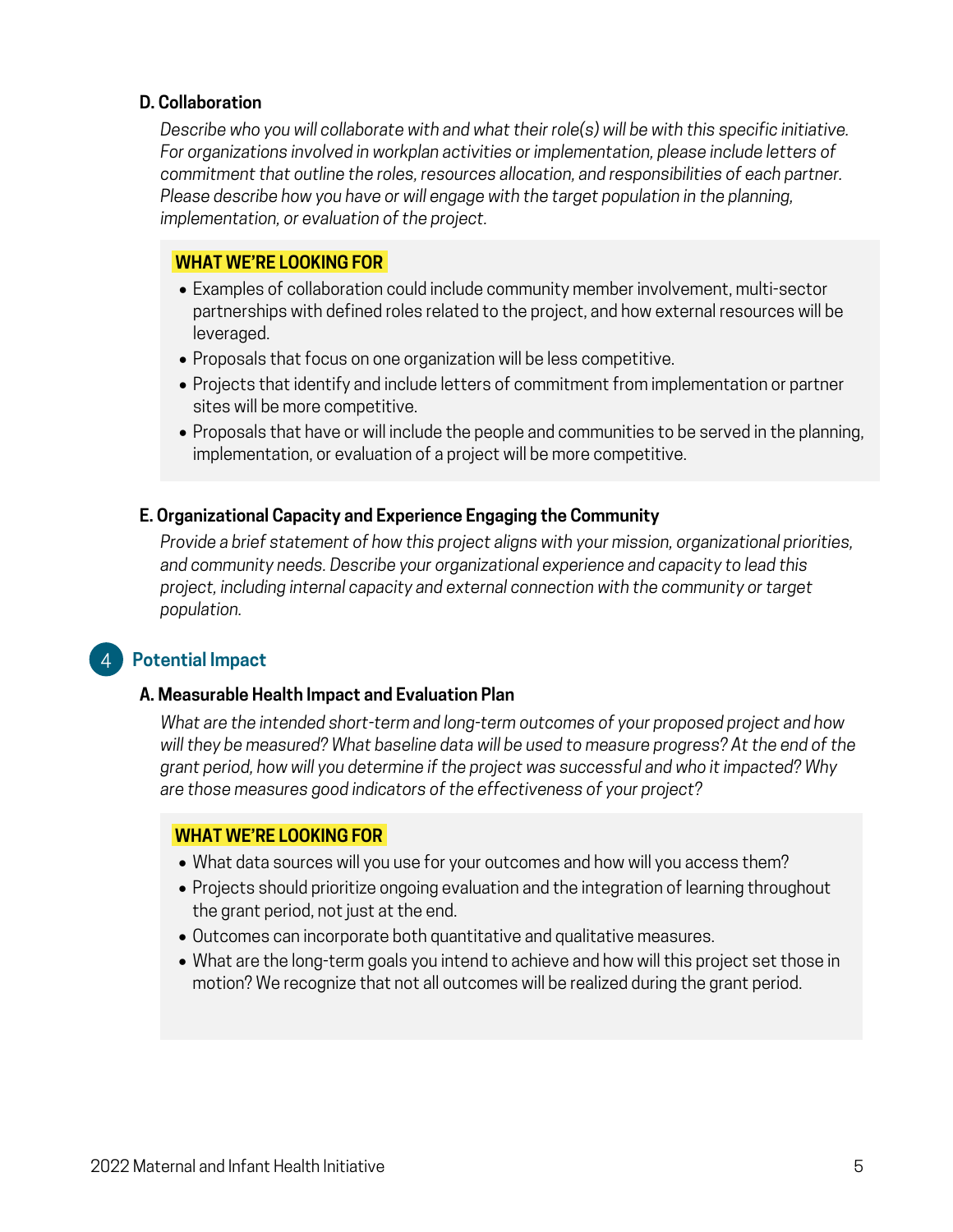### D. Collaboration

*Describe who you will collaborate with and what their role(s) will be with this specific initiative. For organizations involved in workplan activities or implementation, please include letters of commitment that outline the roles, resources allocation, and responsibilities of each partner. Please describe how you have or will engage with the target population in the planning, implementation, or evaluation of the project.*

**WHAT WE'RE LOOKING FOR**

- Examples of collaboration could include community member involvement, multi-sector partnerships with defined roles related to the project, and how external resources will be leveraged.
- Proposals that focus on one organization will be less competitive.
- Projects that identify and include letters of commitment from implementation or partner sites will be more competitive.
- Proposals that have or will include the people and communities to be served in the planning, implementation, or evaluation of a project will be more competitive.

### E. Organizational Capacity and Experience Engaging the Community

*Provide a brief statement of how this project aligns with your mission, organizational priorities, and community needs. Describe your organizational experience and capacity to lead this project, including internal capacity and external connection with the community or target population.*

## 4 Potential Impact

### A. Measurable Health Impact and Evaluation Plan

*What are the intended short-term and long-term outcomes of your proposed project and how will they be measured? What baseline data will be used to measure progress? At the end of the grant period, how will you determine if the project was successful and who it impacted? Why are those measures good indicators of the effectiveness of your project?*

**WHAT WE'RE LOOKING FOR**

- What data sources will you use for your outcomes and how will you access them?
- Projects should prioritize ongoing evaluation and the integration of learning throughout the grant period, not just at the end.
- Outcomes can incorporate both quantitative and qualitative measures.
- What are the long-term goals you intend to achieve and how will this project set those in motion? We recognize that not all outcomes will be realized during the grant period.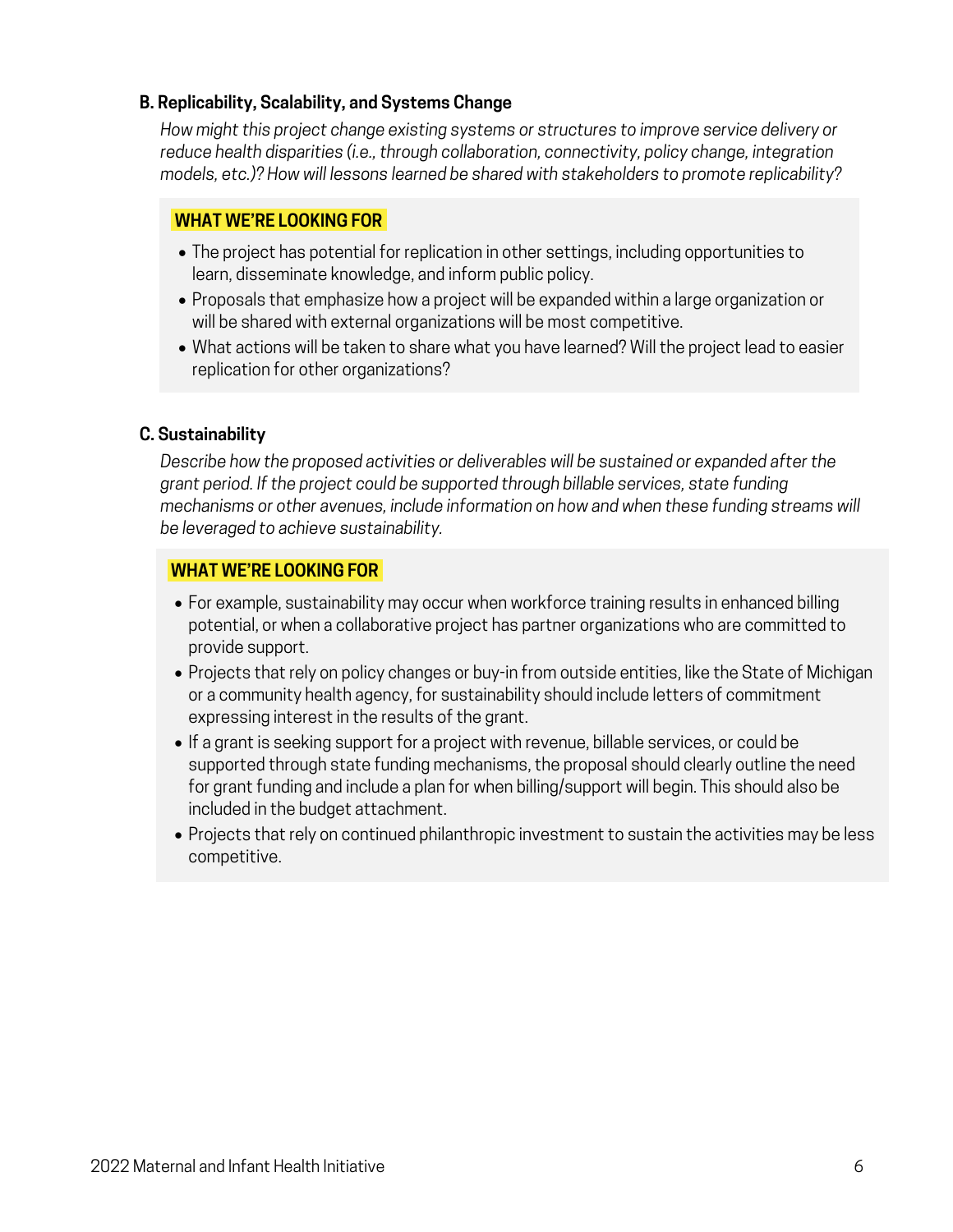### B. Replicability, Scalability, and Systems Change

*How might this project change existing systems or structures to improve service delivery or reduce health disparities (i.e., through collaboration, connectivity, policy change, integration models, etc.)? How will lessons learned be shared with stakeholders to promote replicability?*

**WHAT WE'RE LOOKING FOR**

- The project has potential for replication in other settings, including opportunities to learn, disseminate knowledge, and inform public policy.
- Proposals that emphasize how a project will be expanded within a large organization or will be shared with external organizations will be most competitive.
- What actions will be taken to share what you have learned? Will the project lead to easier replication for other organizations?

### C. Sustainability

*Describe how the proposed activities or deliverables will be sustained or expanded after the grant period. If the project could be supported through billable services, state funding mechanisms or other avenues, include information on how and when these funding streams will be leveraged to achieve sustainability.*

**WHAT WE'RE LOOKING FOR**

- For example, sustainability may occur when workforce training results in enhanced billing potential, or when a collaborative project has partner organizations who are committed to provide support.
- Projects that rely on policy changes or buy-in from outside entities, like the State of Michigan or a community health agency, for sustainability should include letters of commitment expressing interest in the results of the grant.
- If a grant is seeking support for a project with revenue, billable services, or could be supported through state funding mechanisms, the proposal should clearly outline the need for grant funding and include a plan for when billing/support will begin. This should also be included in the budget attachment.
- Projects that rely on continued philanthropic investment to sustain the activities may be less competitive.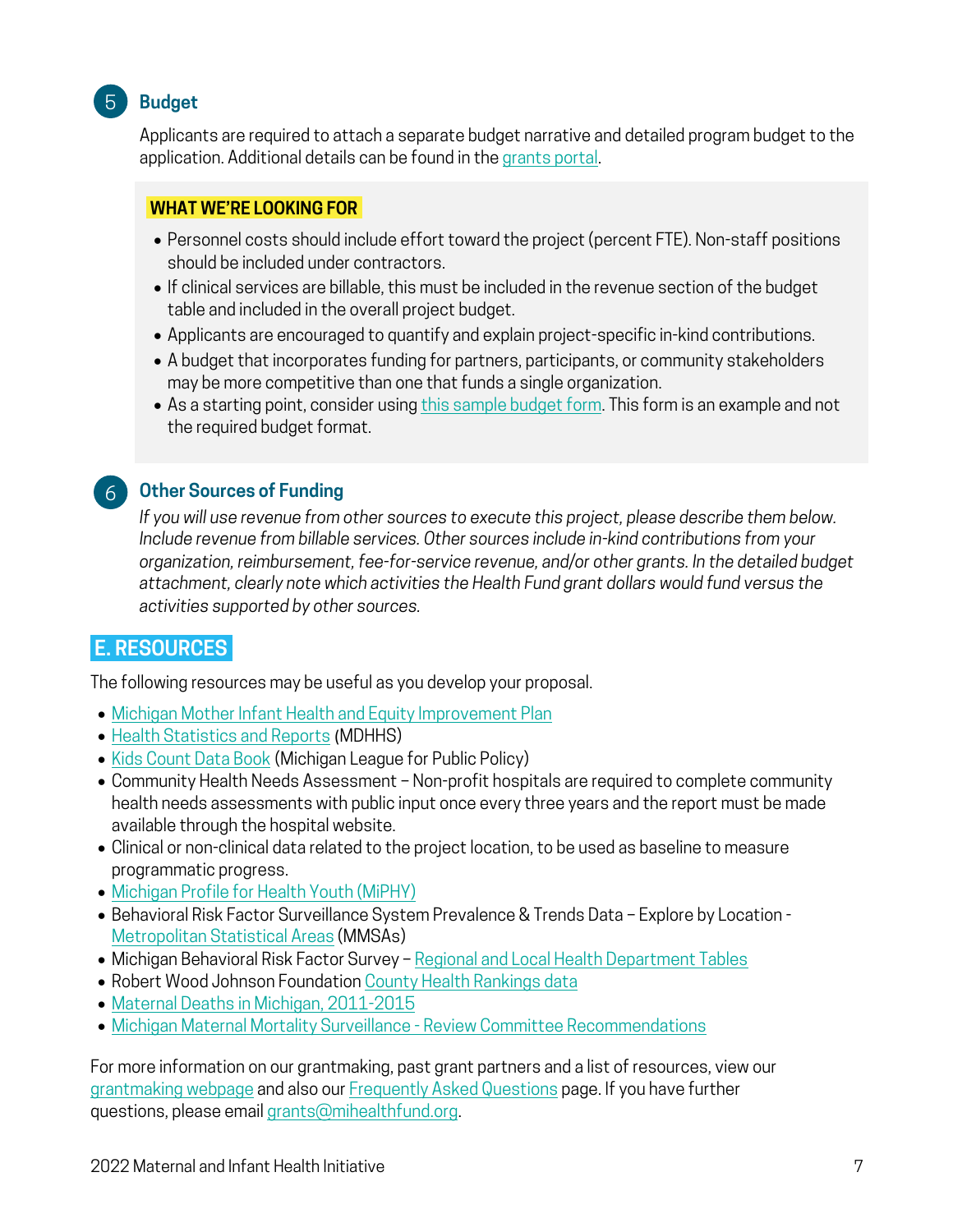### 5 Budget

Applicants are required to attach a separate budget narrative and detailed program budget to the application. Additional details can be found in the grants portal.

**WHAT WE'RE LOOKING FOR**

- Personnel costs should include effort toward the project (percent FTE). Non-staff positions should be included under contractors.
- If clinical services are billable, this must be included in the revenue section of the budget table and included in the overall project budget.
- Applicants are encouraged to quantify and explain project-specific in-kind contributions.
- A budget that incorporates funding for partners, participants, or community stakeholders may be more competitive than one that funds a single organization.
- As a starting point, consider using this sample budget form. This form is an example and not the required budget format.

### 6 Other Sources of Funding

*If you will use revenue from other sources to execute this project, please describe them below. Include revenue from billable services. Other sources include in-kind contributions from your organization, reimbursement, fee-for-service revenue, and/or other grants. In the detailed budget attachment, clearly note which activities the Health Fund grant dollars would fund versus the activities supported by other sources.*

## E. RESOURCES

The following resources may be useful as you develop your proposal.

- Michigan Mother Infant Health and Equity Improvement Plan
- Health Statistics and Reports (MDHHS)
- Kids Count Data Book (Michigan League for Public Policy)
- Community Health Needs Assessment – Non-profit hospitals are required to complete community health needs assessments with public input once every three years and the report must be made available through the hospital website.
- Clinical or non-clinical data related to the project location, to be used as baseline to measure programmatic progress.
- Michigan Profile for Health Youth (MiPHY)
- Behavioral Risk Factor Surveillance System Prevalence & Trends Data – Explore by Location - Metropolitan Statistical Areas (MMSAs)
- Michigan Behavioral Risk Factor Survey – Regional and Local Health Department Tables
- Robert Wood Johnson Foundation County Health Rankings data
- Maternal Deaths in Michigan, 2011-2015
- Michigan Maternal Mortality Surveillance - Review Committee Recommendations

For more information on our grantmaking, past grant partners and a list of resources, view our grantmaking webpage and also our Frequently Asked Questions page. If you have further questions, please email grants@mihealthfund.org.